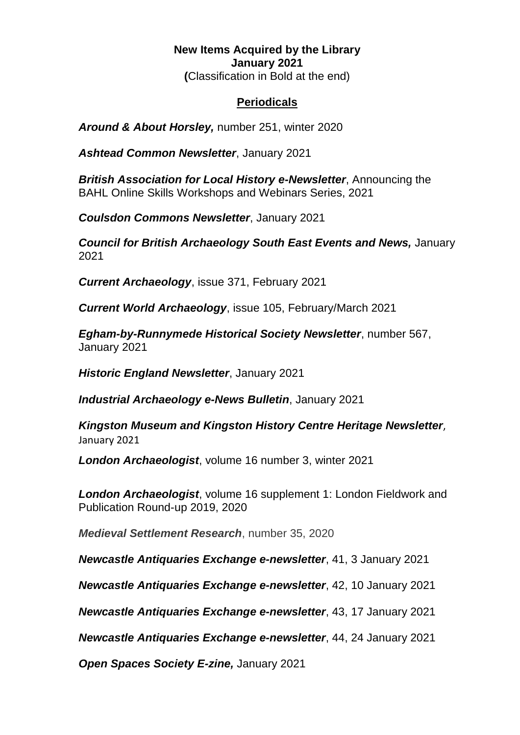**New Items Acquired by the Library**
**January 2021**
**(**Classification in Bold at the end)

## Periodicals

***Around & About Horsley,*** number 251, winter 2020

***Ashtead Common Newsletter***, January 2021

***British Association for Local History e-Newsletter***, Announcing the BAHL Online Skills Workshops and Webinars Series, 2021

***Coulsdon Commons Newsletter***, January 2021

***Council for British Archaeology South East Events and News,*** January 2021

***Current Archaeology***, issue 371, February 2021

***Current World Archaeology***, issue 105, February/March 2021

***Egham-by-Runnymede Historical Society Newsletter***, number 567, January 2021

***Historic England Newsletter***, January 2021

***Industrial Archaeology e-News Bulletin***, January 2021

***Kingston Museum and Kingston History Centre Heritage Newsletter,*** January 2021

***London Archaeologist***, volume 16 number 3, winter 2021

***London Archaeologist***, volume 16 supplement 1: London Fieldwork and Publication Round-up 2019, 2020

***Medieval Settlement Research***, number 35, 2020

***Newcastle Antiquaries Exchange e-newsletter***, 41, 3 January 2021

***Newcastle Antiquaries Exchange e-newsletter***, 42, 10 January 2021

***Newcastle Antiquaries Exchange e-newsletter***, 43, 17 January 2021

***Newcastle Antiquaries Exchange e-newsletter***, 44, 24 January 2021

***Open Spaces Society E-zine,*** January 2021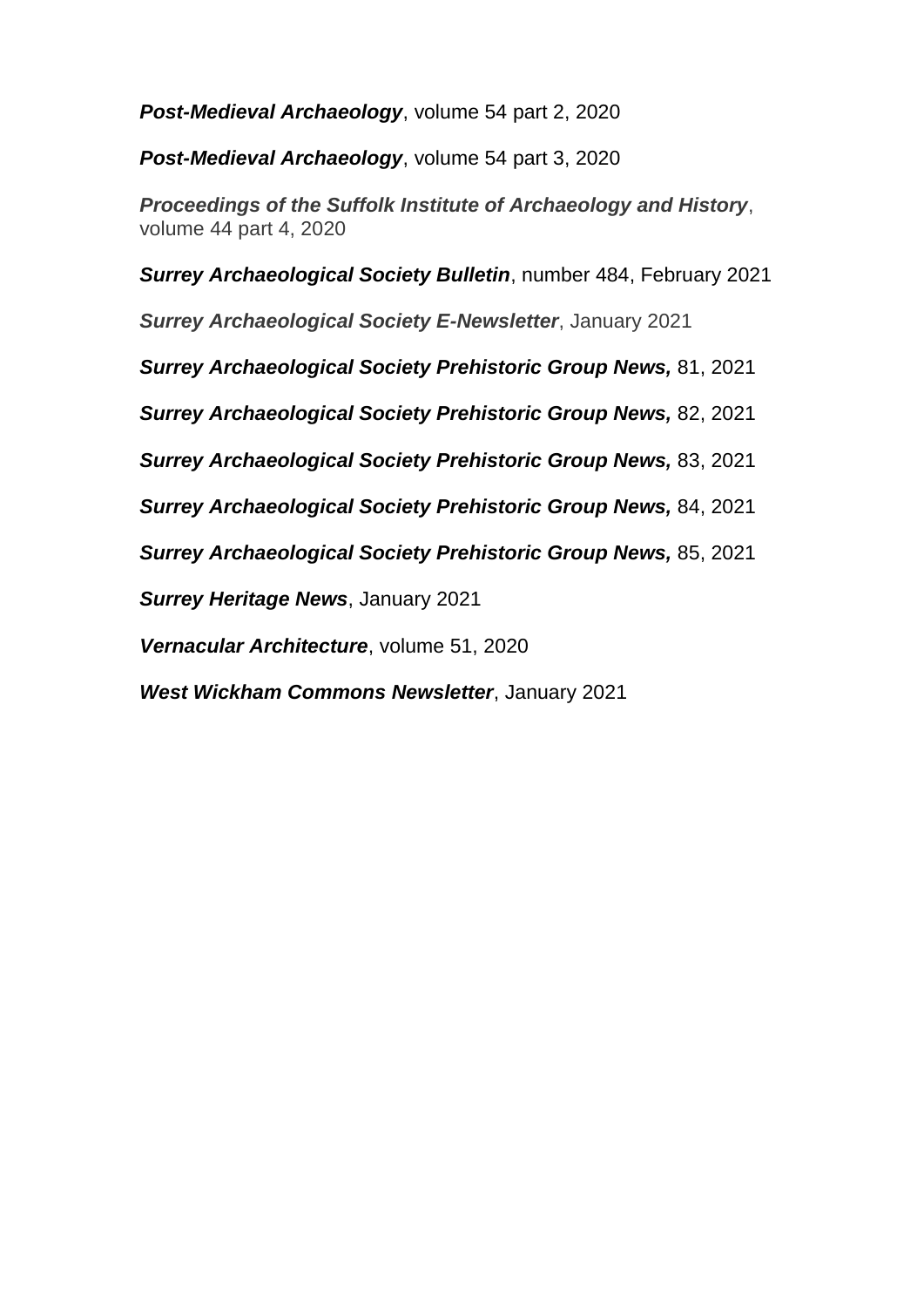***Post-Medieval Archaeology***, volume 54 part 2, 2020

***Post-Medieval Archaeology***, volume 54 part 3, 2020

***Proceedings of the Suffolk Institute of Archaeology and History***, volume 44 part 4, 2020

***Surrey Archaeological Society Bulletin***, number 484, February 2021

***Surrey Archaeological Society E-Newsletter***, January 2021

***Surrey Archaeological Society Prehistoric Group News,*** 81, 2021

***Surrey Archaeological Society Prehistoric Group News,*** 82, 2021

***Surrey Archaeological Society Prehistoric Group News,*** 83, 2021

***Surrey Archaeological Society Prehistoric Group News,*** 84, 2021

***Surrey Archaeological Society Prehistoric Group News,*** 85, 2021

***Surrey Heritage News***, January 2021

***Vernacular Architecture***, volume 51, 2020

***West Wickham Commons Newsletter***, January 2021